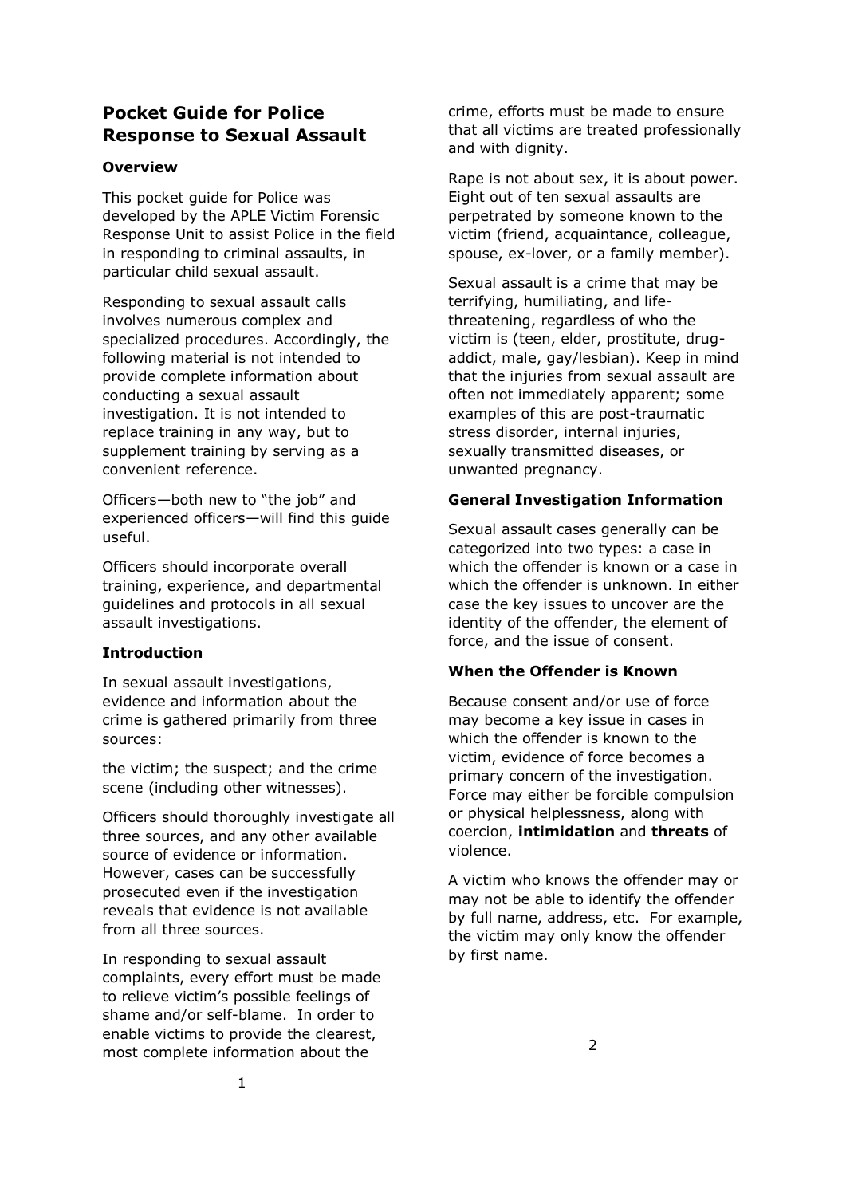# Pocket Guide for Police Response to Sexual Assault

## Overview

This pocket guide for Police was developed by the APLE Victim Forensic Response Unit to assist Police in the field in responding to criminal assaults, in particular child sexual assault.

Responding to sexual assault calls involves numerous complex and specialized procedures. Accordingly, the following material is not intended to provide complete information about conducting a sexual assault investigation. It is not intended to replace training in any way, but to supplement training by serving as a convenient reference.

Officers—both new to "the job" and experienced officers—will find this guide useful.

Officers should incorporate overall training, experience, and departmental guidelines and protocols in all sexual assault investigations.

## Introduction

In sexual assault investigations, evidence and information about the crime is gathered primarily from three sources:

the victim; the suspect; and the crime scene (including other witnesses).

Officers should thoroughly investigate all three sources, and any other available source of evidence or information. However, cases can be successfully prosecuted even if the investigation reveals that evidence is not available from all three sources.

In responding to sexual assault complaints, every effort must be made to relieve victim's possible feelings of shame and/or self-blame. In order to enable victims to provide the clearest, most complete information about the crime, efforts must be made to ensure that all victims are treated professionally and with dignity.

Rape is not about sex, it is about power. Eight out of ten sexual assaults are perpetrated by someone known to the victim (friend, acquaintance, colleague, spouse, ex-lover, or a family member).

Sexual assault is a crime that may be terrifying, humiliating, and life-threatening, regardless of who the victim is (teen, elder, prostitute, drug-addict, male, gay/lesbian). Keep in mind that the injuries from sexual assault are often not immediately apparent; some examples of this are post-traumatic stress disorder, internal injuries, sexually transmitted diseases, or unwanted pregnancy.

## General Investigation Information

Sexual assault cases generally can be categorized into two types: a case in which the offender is known or a case in which the offender is unknown. In either case the key issues to uncover are the identity of the offender, the element of force, and the issue of consent.

## When the Offender is Known

Because consent and/or use of force may become a key issue in cases in which the offender is known to the victim, evidence of force becomes a primary concern of the investigation. Force may either be forcible compulsion or physical helplessness, along with coercion, **intimidation** and **threats** of violence.

A victim who knows the offender may or may not be able to identify the offender by full name, address, etc. For example, the victim may only know the offender by first name.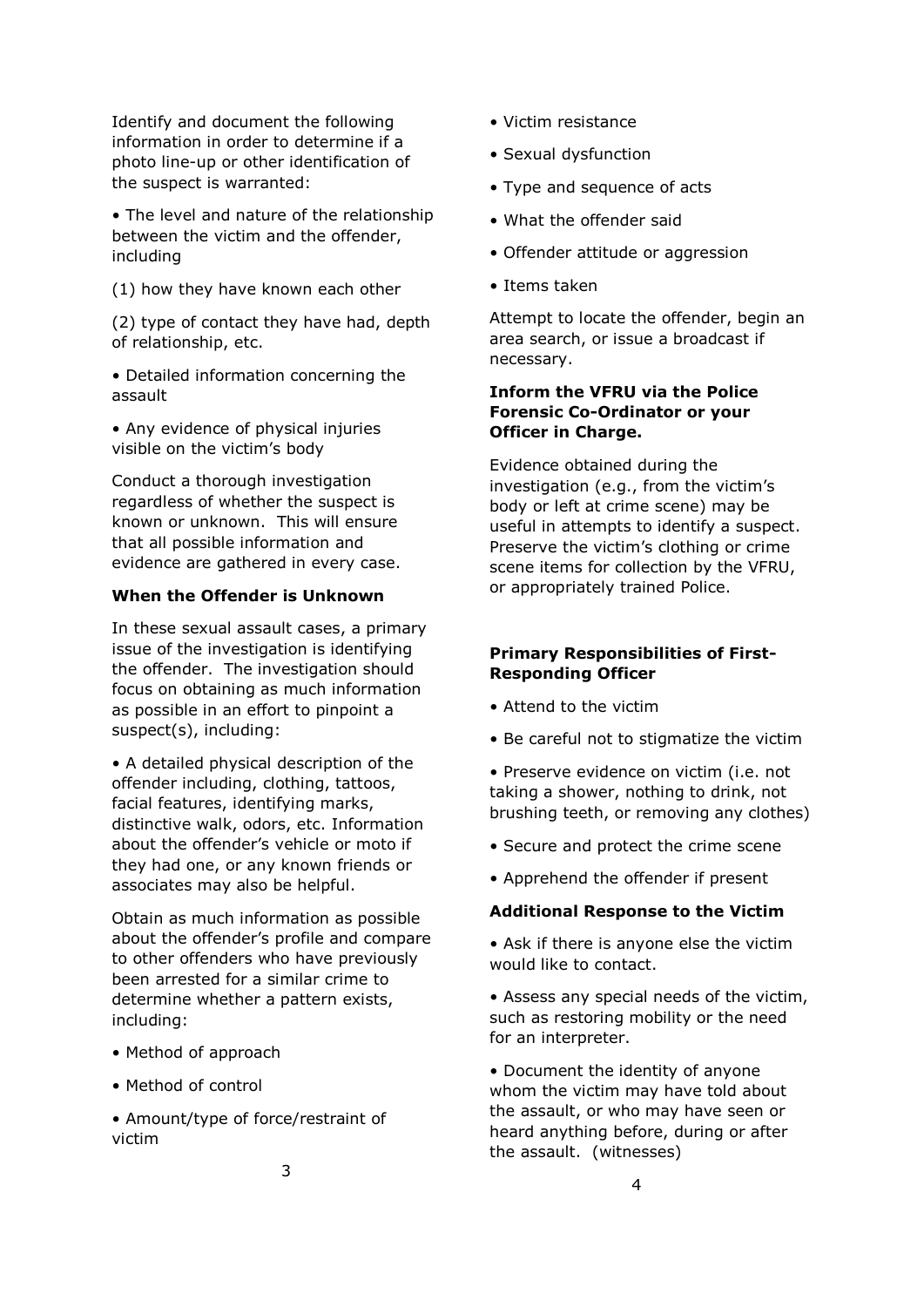Identify and document the following information in order to determine if a photo line-up or other identification of the suspect is warranted:

- The level and nature of the relationship between the victim and the offender, including

(1) how they have known each other

(2) type of contact they have had, depth of relationship, etc.

- Detailed information concerning the assault
- Any evidence of physical injuries visible on the victim's body

Conduct a thorough investigation regardless of whether the suspect is known or unknown. This will ensure that all possible information and evidence are gathered in every case.

**When the Offender is Unknown**

In these sexual assault cases, a primary issue of the investigation is identifying the offender. The investigation should focus on obtaining as much information as possible in an effort to pinpoint a suspect(s), including:

- A detailed physical description of the offender including, clothing, tattoos, facial features, identifying marks, distinctive walk, odors, etc. Information about the offender's vehicle or moto if they had one, or any known friends or associates may also be helpful.

Obtain as much information as possible about the offender's profile and compare to other offenders who have previously been arrested for a similar crime to determine whether a pattern exists, including:

- Method of approach
- Method of control
- Amount/type of force/restraint of victim
- Victim resistance
- Sexual dysfunction
- Type and sequence of acts
- What the offender said
- Offender attitude or aggression
- Items taken

Attempt to locate the offender, begin an area search, or issue a broadcast if necessary.

**Inform the VFRU via the Police Forensic Co-Ordinator or your Officer in Charge.**

Evidence obtained during the investigation (e.g., from the victim's body or left at crime scene) may be useful in attempts to identify a suspect. Preserve the victim's clothing or crime scene items for collection by the VFRU, or appropriately trained Police.

**Primary Responsibilities of First-Responding Officer**

- Attend to the victim
- Be careful not to stigmatize the victim
- Preserve evidence on victim (i.e. not taking a shower, nothing to drink, not brushing teeth, or removing any clothes)
- Secure and protect the crime scene
- Apprehend the offender if present

**Additional Response to the Victim**

- Ask if there is anyone else the victim would like to contact.
- Assess any special needs of the victim, such as restoring mobility or the need for an interpreter.
- Document the identity of anyone whom the victim may have told about the assault, or who may have seen or heard anything before, during or after the assault. (witnesses)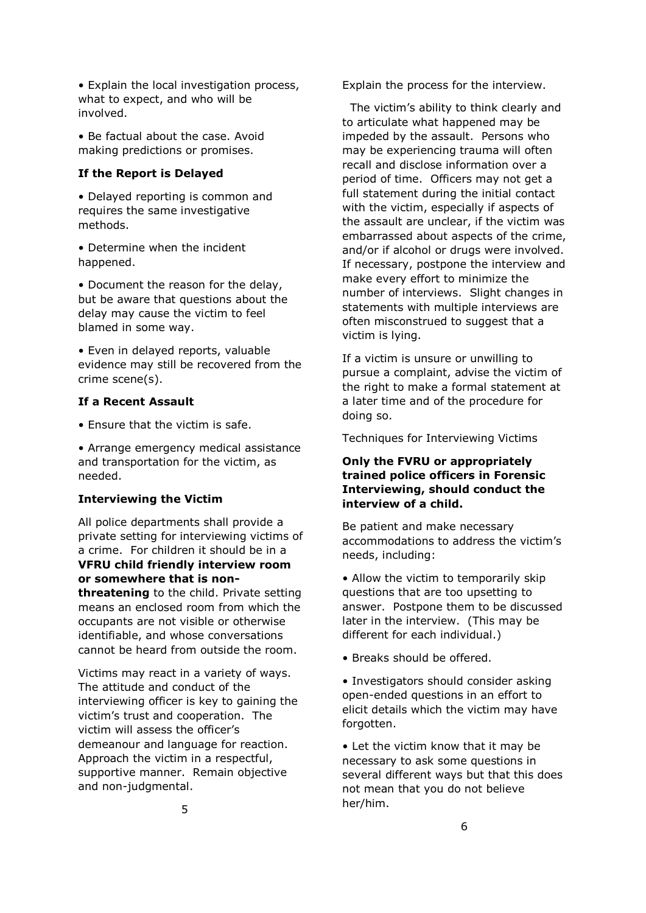- Explain the local investigation process, what to expect, and who will be involved.
- Be factual about the case. Avoid making predictions or promises.

**If the Report is Delayed**

- Delayed reporting is common and requires the same investigative methods.
- Determine when the incident happened.
- Document the reason for the delay, but be aware that questions about the delay may cause the victim to feel blamed in some way.
- Even in delayed reports, valuable evidence may still be recovered from the crime scene(s).

**If a Recent Assault**

- Ensure that the victim is safe.
- Arrange emergency medical assistance and transportation for the victim, as needed.

**Interviewing the Victim**

All police departments shall provide a private setting for interviewing victims of a crime. For children it should be in a **VFRU child friendly interview room or somewhere that is non-threatening** to the child. Private setting means an enclosed room from which the occupants are not visible or otherwise identifiable, and whose conversations cannot be heard from outside the room.

Victims may react in a variety of ways. The attitude and conduct of the interviewing officer is key to gaining the victim's trust and cooperation. The victim will assess the officer's demeanour and language for reaction. Approach the victim in a respectful, supportive manner. Remain objective and non-judgmental.

Explain the process for the interview.

The victim's ability to think clearly and to articulate what happened may be impeded by the assault. Persons who may be experiencing trauma will often recall and disclose information over a period of time. Officers may not get a full statement during the initial contact with the victim, especially if aspects of the assault are unclear, if the victim was embarrassed about aspects of the crime, and/or if alcohol or drugs were involved. If necessary, postpone the interview and make every effort to minimize the number of interviews. Slight changes in statements with multiple interviews are often misconstrued to suggest that a victim is lying.

If a victim is unsure or unwilling to pursue a complaint, advise the victim of the right to make a formal statement at a later time and of the procedure for doing so.

Techniques for Interviewing Victims

**Only the FVRU or appropriately trained police officers in Forensic Interviewing, should conduct the interview of a child.**

Be patient and make necessary accommodations to address the victim's needs, including:

- Allow the victim to temporarily skip questions that are too upsetting to answer. Postpone them to be discussed later in the interview. (This may be different for each individual.)
- Breaks should be offered.
- Investigators should consider asking open-ended questions in an effort to elicit details which the victim may have forgotten.
- Let the victim know that it may be necessary to ask some questions in several different ways but that this does not mean that you do not believe her/him.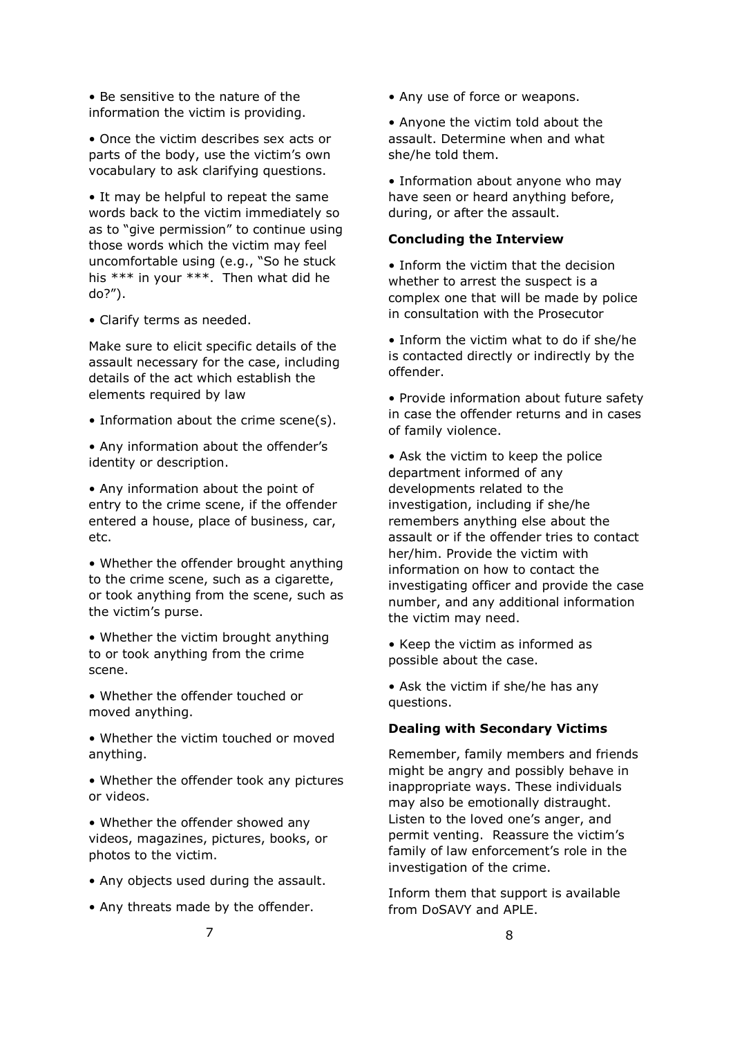- Be sensitive to the nature of the information the victim is providing.
- Once the victim describes sex acts or parts of the body, use the victim's own vocabulary to ask clarifying questions.
- It may be helpful to repeat the same words back to the victim immediately so as to "give permission" to continue using those words which the victim may feel uncomfortable using (e.g., "So he stuck his *** in your ***. Then what did he do?").
- Clarify terms as needed.

Make sure to elicit specific details of the assault necessary for the case, including details of the act which establish the elements required by law

- Information about the crime scene(s).
- Any information about the offender's identity or description.
- Any information about the point of entry to the crime scene, if the offender entered a house, place of business, car, etc.
- Whether the offender brought anything to the crime scene, such as a cigarette, or took anything from the scene, such as the victim's purse.
- Whether the victim brought anything to or took anything from the crime scene.
- Whether the offender touched or moved anything.
- Whether the victim touched or moved anything.
- Whether the offender took any pictures or videos.
- Whether the offender showed any videos, magazines, pictures, books, or photos to the victim.
- Any objects used during the assault.
- Any threats made by the offender.
- Any use of force or weapons.
- Anyone the victim told about the assault. Determine when and what she/he told them.
- Information about anyone who may have seen or heard anything before, during, or after the assault.

**Concluding the Interview**

- Inform the victim that the decision whether to arrest the suspect is a complex one that will be made by police in consultation with the Prosecutor
- Inform the victim what to do if she/he is contacted directly or indirectly by the offender.
- Provide information about future safety in case the offender returns and in cases of family violence.
- Ask the victim to keep the police department informed of any developments related to the investigation, including if she/he remembers anything else about the assault or if the offender tries to contact her/him. Provide the victim with information on how to contact the investigating officer and provide the case number, and any additional information the victim may need.
- Keep the victim as informed as possible about the case.
- Ask the victim if she/he has any questions.

**Dealing with Secondary Victims**

Remember, family members and friends might be angry and possibly behave in inappropriate ways. These individuals may also be emotionally distraught. Listen to the loved one's anger, and permit venting. Reassure the victim's family of law enforcement's role in the investigation of the crime.

Inform them that support is available from DoSAVY and APLE.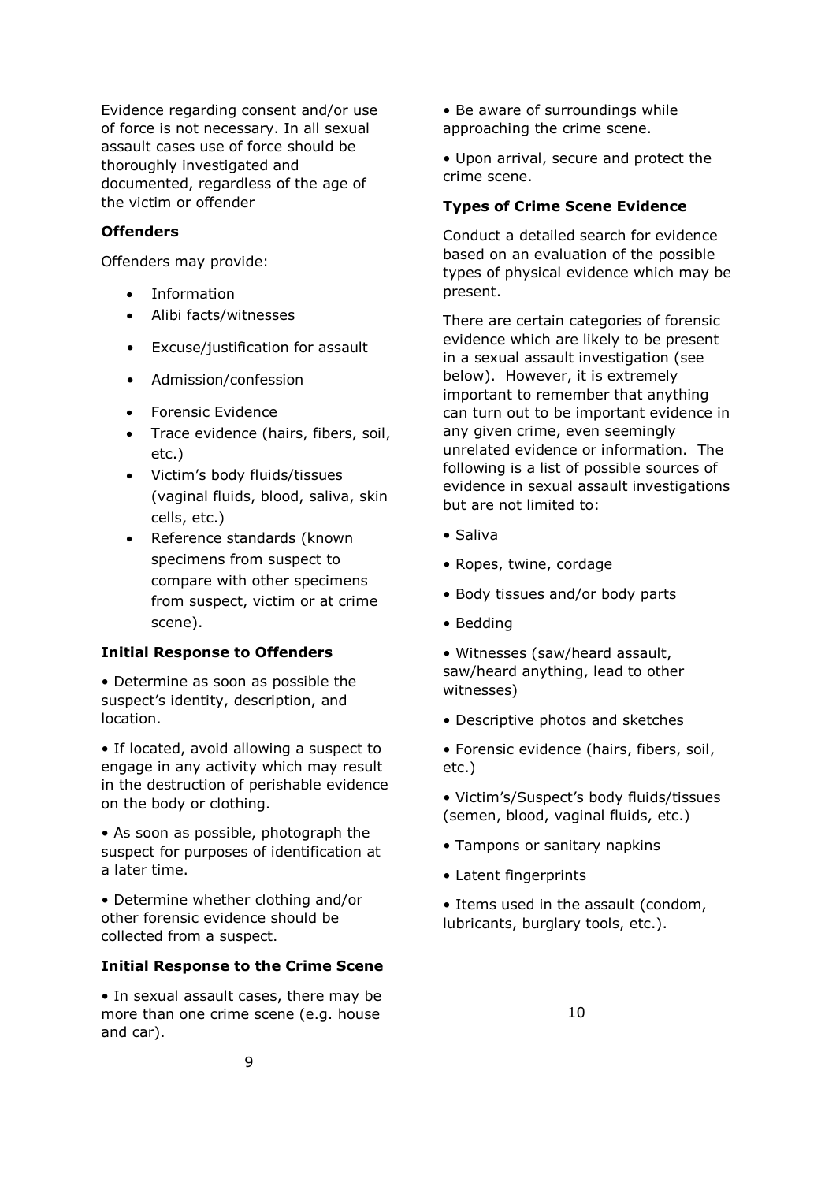Evidence regarding consent and/or use of force is not necessary. In all sexual assault cases use of force should be thoroughly investigated and documented, regardless of the age of the victim or offender

**Offenders**

Offenders may provide:

- Information
- Alibi facts/witnesses
- Excuse/justification for assault
- Admission/confession
- Forensic Evidence
- Trace evidence (hairs, fibers, soil, etc.)
- Victim's body fluids/tissues (vaginal fluids, blood, saliva, skin cells, etc.)
- Reference standards (known specimens from suspect to compare with other specimens from suspect, victim or at crime scene).

**Initial Response to Offenders**

- Determine as soon as possible the suspect's identity, description, and location.
- If located, avoid allowing a suspect to engage in any activity which may result in the destruction of perishable evidence on the body or clothing.
- As soon as possible, photograph the suspect for purposes of identification at a later time.
- Determine whether clothing and/or other forensic evidence should be collected from a suspect.

**Initial Response to the Crime Scene**

- In sexual assault cases, there may be more than one crime scene (e.g. house and car).
- Be aware of surroundings while approaching the crime scene.
- Upon arrival, secure and protect the crime scene.

**Types of Crime Scene Evidence**

Conduct a detailed search for evidence based on an evaluation of the possible types of physical evidence which may be present.

There are certain categories of forensic evidence which are likely to be present in a sexual assault investigation (see below). However, it is extremely important to remember that anything can turn out to be important evidence in any given crime, even seemingly unrelated evidence or information. The following is a list of possible sources of evidence in sexual assault investigations but are not limited to:

- Saliva
- Ropes, twine, cordage
- Body tissues and/or body parts
- Bedding
- Witnesses (saw/heard assault, saw/heard anything, lead to other witnesses)
- Descriptive photos and sketches
- Forensic evidence (hairs, fibers, soil, etc.)
- Victim's/Suspect's body fluids/tissues (semen, blood, vaginal fluids, etc.)
- Tampons or sanitary napkins
- Latent fingerprints
- Items used in the assault (condom, lubricants, burglary tools, etc.).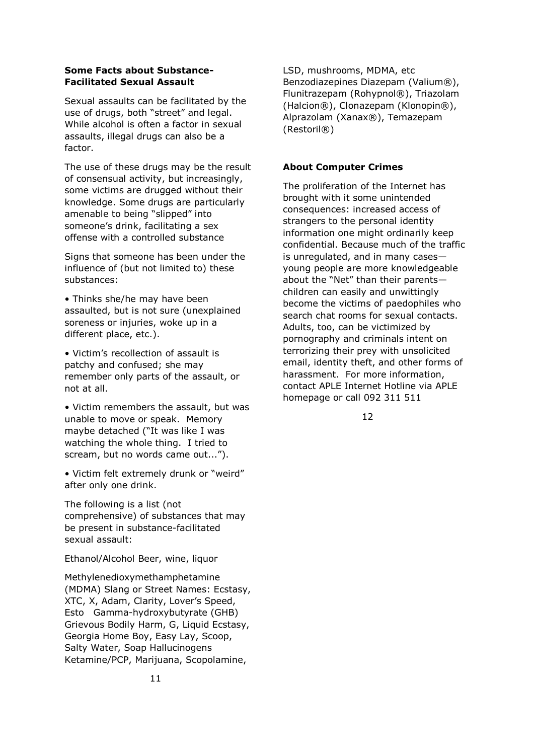**Some Facts about Substance-Facilitated Sexual Assault**

Sexual assaults can be facilitated by the use of drugs, both "street" and legal. While alcohol is often a factor in sexual assaults, illegal drugs can also be a factor.

The use of these drugs may be the result of consensual activity, but increasingly, some victims are drugged without their knowledge. Some drugs are particularly amenable to being "slipped" into someone's drink, facilitating a sex offense with a controlled substance

Signs that someone has been under the influence of (but not limited to) these substances:

• Thinks she/he may have been assaulted, but is not sure (unexplained soreness or injuries, woke up in a different place, etc.).

• Victim's recollection of assault is patchy and confused; she may remember only parts of the assault, or not at all.

• Victim remembers the assault, but was unable to move or speak. Memory maybe detached ("It was like I was watching the whole thing. I tried to scream, but no words came out...").

• Victim felt extremely drunk or "weird" after only one drink.

The following is a list (not comprehensive) of substances that may be present in substance-facilitated sexual assault:

Ethanol/Alcohol Beer, wine, liquor

Methylenedioxymethamphetamine (MDMA) Slang or Street Names: Ecstasy, XTC, X, Adam, Clarity, Lover's Speed, Esto Gamma-hydroxybutyrate (GHB) Grievous Bodily Harm, G, Liquid Ecstasy, Georgia Home Boy, Easy Lay, Scoop, Salty Water, Soap Hallucinogens Ketamine/PCP, Marijuana, Scopolamine, LSD, mushrooms, MDMA, etc Benzodiazepines Diazepam (Valium®), Flunitrazepam (Rohypnol®), Triazolam (Halcion®), Clonazepam (Klonopin®), Alprazolam (Xanax®), Temazepam (Restoril®)

**About Computer Crimes**

The proliferation of the Internet has brought with it some unintended consequences: increased access of strangers to the personal identity information one might ordinarily keep confidential. Because much of the traffic is unregulated, and in many cases—young people are more knowledgeable about the "Net" than their parents—children can easily and unwittingly become the victims of paedophiles who search chat rooms for sexual contacts. Adults, too, can be victimized by pornography and criminals intent on terrorizing their prey with unsolicited email, identity theft, and other forms of harassment. For more information, contact APLE Internet Hotline via APLE homepage or call 092 311 511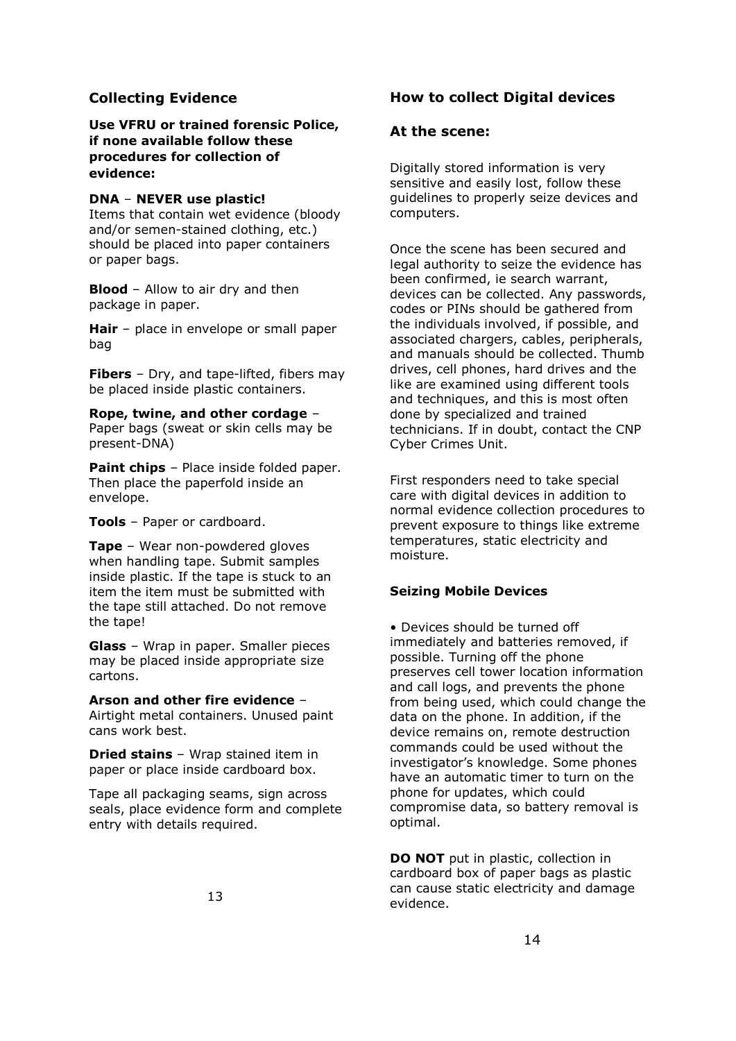## Collecting Evidence

**Use VFRU or trained forensic Police, if none available follow these procedures for collection of evidence:**

**DNA** – **NEVER use plastic!**
Items that contain wet evidence (bloody and/or semen-stained clothing, etc.) should be placed into paper containers or paper bags.

**Blood** – Allow to air dry and then package in paper.

**Hair** – place in envelope or small paper bag

**Fibers** – Dry, and tape-lifted, fibers may be placed inside plastic containers.

**Rope, twine, and other cordage** – Paper bags (sweat or skin cells may be present-DNA)

**Paint chips** – Place inside folded paper. Then place the paperfold inside an envelope.

**Tools** – Paper or cardboard.

**Tape** – Wear non-powdered gloves when handling tape. Submit samples inside plastic. If the tape is stuck to an item the item must be submitted with the tape still attached. Do not remove the tape!

**Glass** – Wrap in paper. Smaller pieces may be placed inside appropriate size cartons.

**Arson and other fire evidence** – Airtight metal containers. Unused paint cans work best.

**Dried stains** – Wrap stained item in paper or place inside cardboard box.

Tape all packaging seams, sign across seals, place evidence form and complete entry with details required.

## How to collect Digital devices

### At the scene:

Digitally stored information is very sensitive and easily lost, follow these guidelines to properly seize devices and computers.

Once the scene has been secured and legal authority to seize the evidence has been confirmed, ie search warrant, devices can be collected. Any passwords, codes or PINs should be gathered from the individuals involved, if possible, and associated chargers, cables, peripherals, and manuals should be collected. Thumb drives, cell phones, hard drives and the like are examined using different tools and techniques, and this is most often done by specialized and trained technicians. If in doubt, contact the CNP Cyber Crimes Unit.

First responders need to take special care with digital devices in addition to normal evidence collection procedures to prevent exposure to things like extreme temperatures, static electricity and moisture.

**Seizing Mobile Devices**

- Devices should be turned off immediately and batteries removed, if possible. Turning off the phone preserves cell tower location information and call logs, and prevents the phone from being used, which could change the data on the phone. In addition, if the device remains on, remote destruction commands could be used without the investigator's knowledge. Some phones have an automatic timer to turn on the phone for updates, which could compromise data, so battery removal is optimal.

**DO NOT** put in plastic, collection in cardboard box of paper bags as plastic can cause static electricity and damage evidence.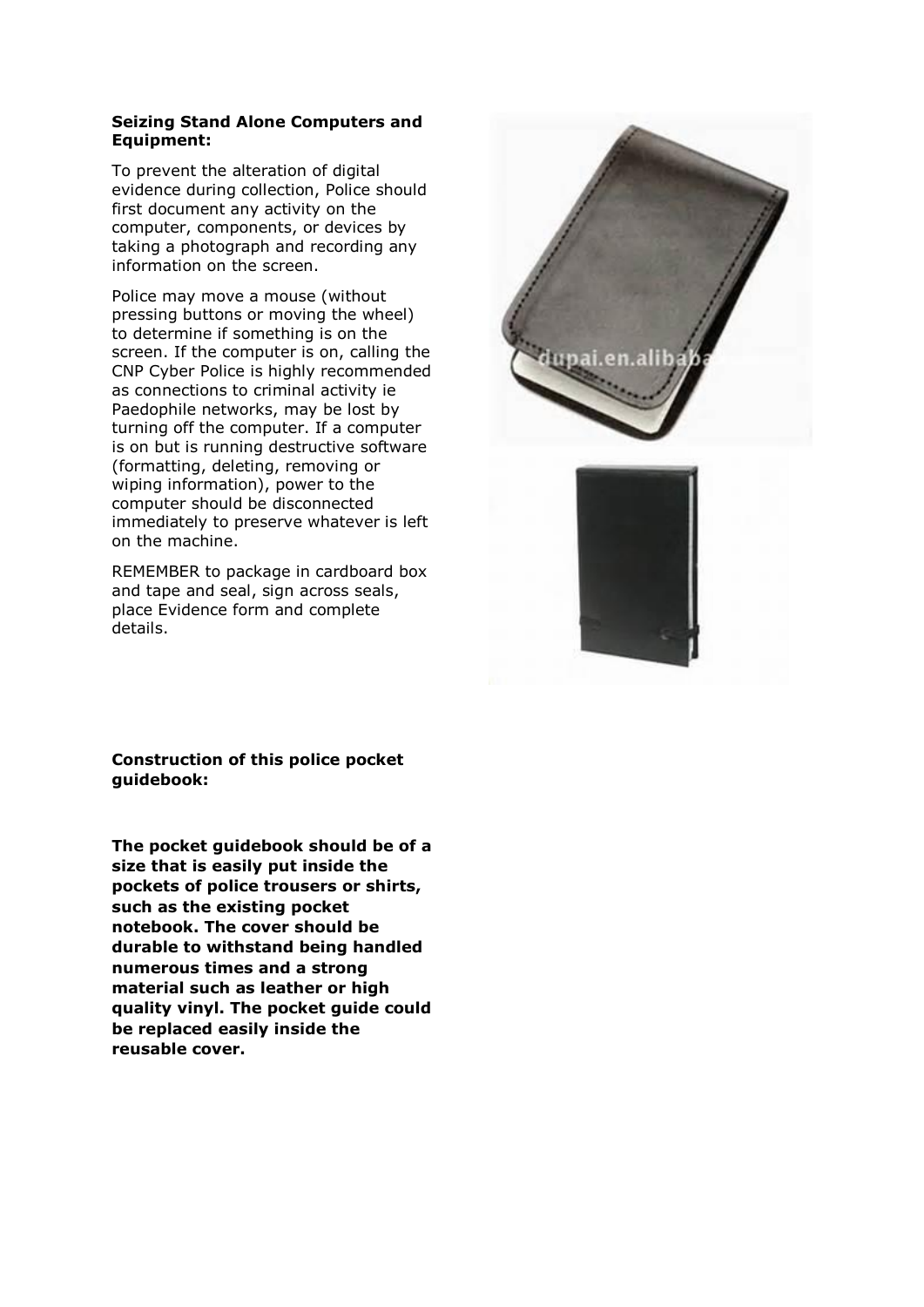**Seizing Stand Alone Computers and Equipment:**

To prevent the alteration of digital evidence during collection, Police should first document any activity on the computer, components, or devices by taking a photograph and recording any information on the screen.

Police may move a mouse (without pressing buttons or moving the wheel) to determine if something is on the screen. If the computer is on, calling the CNP Cyber Police is highly recommended as connections to criminal activity ie Paedophile networks, may be lost by turning off the computer. If a computer is on but is running destructive software (formatting, deleting, removing or wiping information), power to the computer should be disconnected immediately to preserve whatever is left on the machine.

REMEMBER to package in cardboard box and tape and seal, sign across seals, place Evidence form and complete details.

**Construction of this police pocket guidebook:**

**The pocket guidebook should be of a size that is easily put inside the pockets of police trousers or shirts, such as the existing pocket notebook. The cover should be durable to withstand being handled numerous times and a strong material such as leather or high quality vinyl. The pocket guide could be replaced easily inside the reusable cover.**